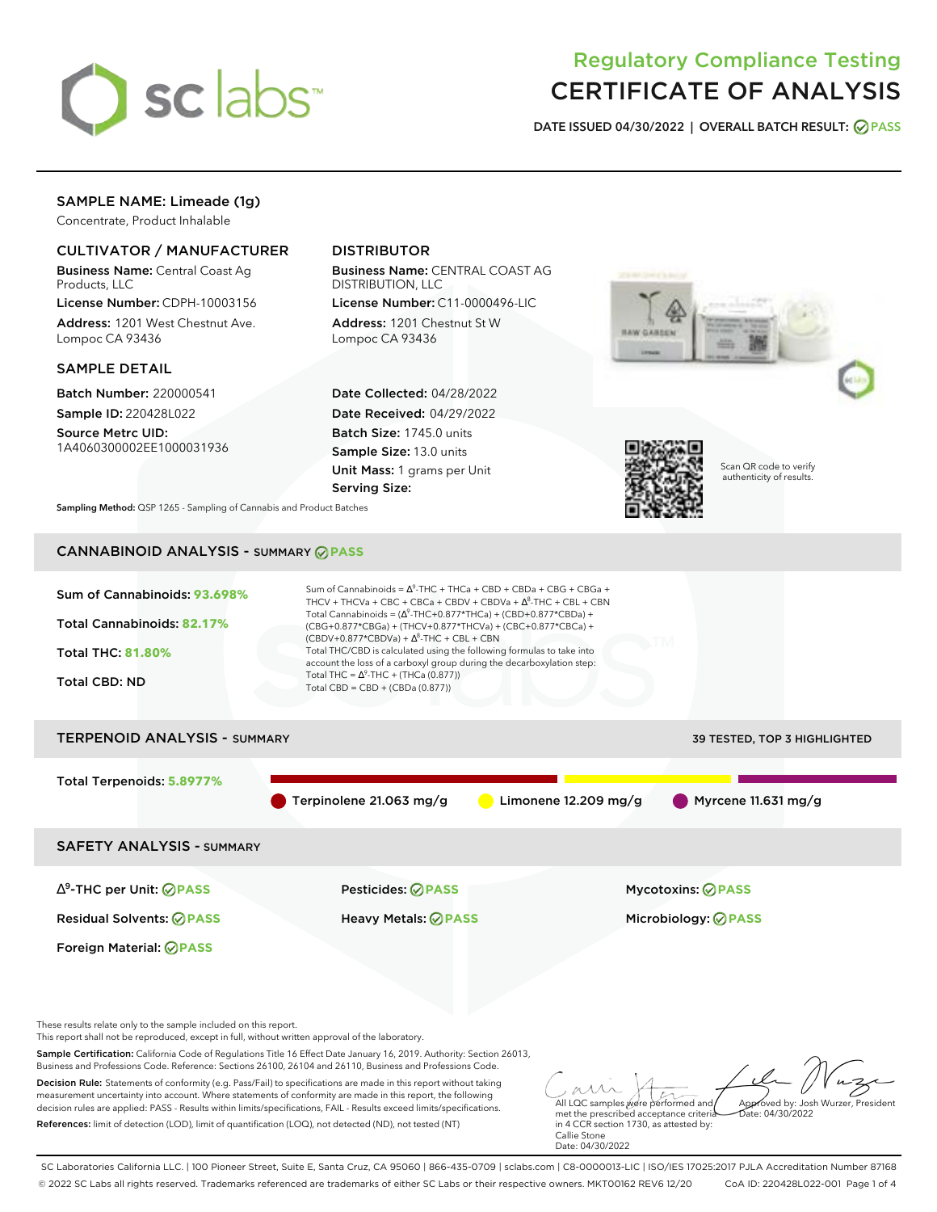# Regulatory Compliance Testing
# CERTIFICATE OF ANALYSIS

**DATE ISSUED 04/30/2022 | OVERALL BATCH RESULT: PASS**

## SAMPLE NAME: Limeade (1g)

Concentrate, Product Inhalable

### CULTIVATOR / MANUFACTURER

**Business Name:** Central Coast Ag Products, LLC
**License Number:** CDPH-10003156
**Address:** 1201 West Chestnut Ave. Lompoc CA 93436

### DISTRIBUTOR

**Business Name:** CENTRAL COAST AG DISTRIBUTION, LLC
**License Number:** C11-0000496-LIC
**Address:** 1201 Chestnut St W Lompoc CA 93436

### SAMPLE DETAIL

**Batch Number:** 220000541
**Sample ID:** 220428L022
**Source Metrc UID:** 1A4060300002EE1000031936

**Date Collected:** 04/28/2022
**Date Received:** 04/29/2022
**Batch Size:** 1745.0 units
**Sample Size:** 13.0 units
**Unit Mass:** 1 grams per Unit
**Serving Size:**

Scan QR code to verify authenticity of results.

**Sampling Method:** QSP 1265 - Sampling of Cannabis and Product Batches

## CANNABINOID ANALYSIS - SUMMARY PASS

**Sum of Cannabinoids:** 93.698%
**Total Cannabinoids:** 82.17%
**Total THC:** 81.80%
**Total CBD:** ND

Sum of Cannabinoids = $\Delta^9$-THC + THCa + CBD + CBDa + CBG + CBGa + THCV + THCVa + CBC + CBCa + CBDV + CBDVa + $\Delta^8$-THC + CBL + CBN

Total Cannabinoids = ($\Delta^9$-THC+0.877*THCa) + (CBD+0.877*CBDa) + (CBG+0.877*CBGa) + (THCV+0.877*THCVa) + (CBC+0.877*CBCa) + (CBDV+0.877*CBDVa) + $\Delta^8$-THC + CBL + CBN

Total THC/CBD is calculated using the following formulas to take into account the loss of a carboxyl group during the decarboxylation step:
Total THC = $\Delta^9$-THC + (THCa (0.877))
Total CBD = CBD + (CBDa (0.877))

## TERPENOID ANALYSIS - SUMMARY

39 TESTED, TOP 3 HIGHLIGHTED

**Total Terpenoids:** 5.8977%

Terpinolene 21.063 mg/g | Limonene 12.209 mg/g | Myrcene 11.631 mg/g

## SAFETY ANALYSIS - SUMMARY

| | | |
|---|---|---|
| $\Delta^9$-THC per Unit: PASS | Pesticides: PASS | Mycotoxins: PASS |
| Residual Solvents: PASS | Heavy Metals: PASS | Microbiology: PASS |
| Foreign Material: PASS | | |

These results relate only to the sample included on this report.
This report shall not be reproduced, except in full, without written approval of the laboratory.

**Sample Certification:** California Code of Regulations Title 16 Effect Date January 16, 2019. Authority: Section 26013, Business and Professions Code. Reference: Sections 26100, 26104 and 26110, Business and Professions Code.

**Decision Rule:** Statements of conformity (e.g. Pass/Fail) to specifications are made in this report without taking measurement uncertainty into account. Where statements of conformity are made in this report, the following decision rules are applied: PASS - Results within limits/specifications, FAIL - Results exceed limits/specifications.

**References:** limit of detection (LOD), limit of quantification (LOQ), not detected (ND), not tested (NT)

All LQC samples were performed and met the prescribed acceptance criteria in 4 CCR section 1730, as attested by: Callie Stone
Date: 04/30/2022

Approved by: Josh Wurzer, President
Date: 04/30/2022

SC Laboratories California LLC. | 100 Pioneer Street, Suite E, Santa Cruz, CA 95060 | 866-435-0709 | sclabs.com | C8-0000013-LIC | ISO/IES 17025:2017 PJLA Accreditation Number 87168
© 2022 SC Labs all rights reserved. Trademarks referenced are trademarks of either SC Labs or their respective owners. MKT00162 REV6 12/20 CoA ID: 220428L022-001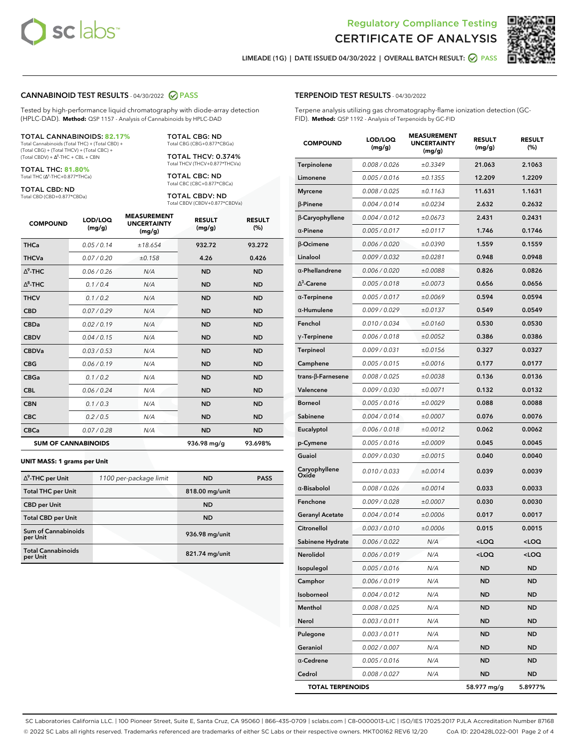# Regulatory Compliance Testing

# CERTIFICATE OF ANALYSIS

LIMEADE (1G) | DATE ISSUED 04/30/2022 | OVERALL BATCH RESULT: PASS

## CANNABINOID TEST RESULTS - 04/30/2022 PASS

Tested by high-performance liquid chromatography with diode-array detection (HPLC-DAD). **Method:** QSP 1157 - Analysis of Cannabinoids by HPLC-DAD

**TOTAL CANNABINOIDS: 82.17%**
Total Cannabinoids (Total THC) + (Total CBD) + (Total CBG) + (Total THCV) + (Total CBC) + (Total CBDV) + $\Delta^8$-THC + CBL + CBN

**TOTAL THC: 81.80%**
Total THC ($\Delta^9$-THC+0.877*THCa)

**TOTAL CBD: ND**
Total CBD (CBD+0.877*CBDa)

**TOTAL CBG: ND**
Total CBG (CBG+0.877*CBGa)

**TOTAL THCV: 0.374%**
Total THCV (THCV+0.877*THCVa)

**TOTAL CBC: ND**
Total CBC (CBC+0.877*CBCa)

**TOTAL CBDV: ND**
Total CBDV (CBDV+0.877*CBDVa)

| COMPOUND | LOD/LOQ (mg/g) | MEASUREMENT UNCERTAINTY (mg/g) | RESULT (mg/g) | RESULT (%) |
|---|---|---|---|---|
| THCa | 0.05 / 0.14 | ±18.654 | 932.72 | 93.272 |
| THCVa | 0.07 / 0.20 | ±0.158 | 4.26 | 0.426 |
| $\Delta^9$-THC | 0.06 / 0.26 | N/A | ND | ND |
| $\Delta^8$-THC | 0.1 / 0.4 | N/A | ND | ND |
| THCV | 0.1 / 0.2 | N/A | ND | ND |
| CBD | 0.07 / 0.29 | N/A | ND | ND |
| CBDa | 0.02 / 0.19 | N/A | ND | ND |
| CBDV | 0.04 / 0.15 | N/A | ND | ND |
| CBDVa | 0.03 / 0.53 | N/A | ND | ND |
| CBG | 0.06 / 0.19 | N/A | ND | ND |
| CBGa | 0.1 / 0.2 | N/A | ND | ND |
| CBL | 0.06 / 0.24 | N/A | ND | ND |
| CBN | 0.1 / 0.3 | N/A | ND | ND |
| CBC | 0.2 / 0.5 | N/A | ND | ND |
| CBCa | 0.07 / 0.28 | N/A | ND | ND |
| **SUM OF CANNABINOIDS** | | | 936.98 mg/g | 93.698% |

**UNIT MASS: 1 grams per Unit**

| | | | |
|---|---|---|---|
| $\Delta^9$-THC per Unit | 1100 per-package limit | ND | PASS |
| Total THC per Unit | | 818.00 mg/unit | |
| CBD per Unit | | ND | |
| Total CBD per Unit | | ND | |
| Sum of Cannabinoids per Unit | | 936.98 mg/unit | |
| Total Cannabinoids per Unit | | 821.74 mg/unit | |

## TERPENOID TEST RESULTS - 04/30/2022

Terpene analysis utilizing gas chromatography-flame ionization detection (GC-FID). **Method:** QSP 1192 - Analysis of Terpenoids by GC-FID

| COMPOUND | LOD/LOQ (mg/g) | MEASUREMENT UNCERTAINTY (mg/g) | RESULT (mg/g) | RESULT (%) |
|---|---|---|---|---|
| Terpinolene | 0.008 / 0.026 | ±0.3349 | 21.063 | 2.1063 |
| Limonene | 0.005 / 0.016 | ±0.1355 | 12.209 | 1.2209 |
| Myrcene | 0.008 / 0.025 | ±0.1163 | 11.631 | 1.1631 |
| β-Pinene | 0.004 / 0.014 | ±0.0234 | 2.632 | 0.2632 |
| β-Caryophyllene | 0.004 / 0.012 | ±0.0673 | 2.431 | 0.2431 |
| α-Pinene | 0.005 / 0.017 | ±0.0117 | 1.746 | 0.1746 |
| β-Ocimene | 0.006 / 0.020 | ±0.0390 | 1.559 | 0.1559 |
| Linalool | 0.009 / 0.032 | ±0.0281 | 0.948 | 0.0948 |
| α-Phellandrene | 0.006 / 0.020 | ±0.0088 | 0.826 | 0.0826 |
| $\Delta^3$-Carene | 0.005 / 0.018 | ±0.0073 | 0.656 | 0.0656 |
| α-Terpinene | 0.005 / 0.017 | ±0.0069 | 0.594 | 0.0594 |
| α-Humulene | 0.009 / 0.029 | ±0.0137 | 0.549 | 0.0549 |
| Fenchol | 0.010 / 0.034 | ±0.0160 | 0.530 | 0.0530 |
| γ-Terpinene | 0.006 / 0.018 | ±0.0052 | 0.386 | 0.0386 |
| Terpineol | 0.009 / 0.031 | ±0.0156 | 0.327 | 0.0327 |
| Camphene | 0.005 / 0.015 | ±0.0016 | 0.177 | 0.0177 |
| trans-β-Farnesene | 0.008 / 0.025 | ±0.0038 | 0.136 | 0.0136 |
| Valencene | 0.009 / 0.030 | ±0.0071 | 0.132 | 0.0132 |
| Borneol | 0.005 / 0.016 | ±0.0029 | 0.088 | 0.0088 |
| Sabinene | 0.004 / 0.014 | ±0.0007 | 0.076 | 0.0076 |
| Eucalyptol | 0.006 / 0.018 | ±0.0012 | 0.062 | 0.0062 |
| p-Cymene | 0.005 / 0.016 | ±0.0009 | 0.045 | 0.0045 |
| Guaiol | 0.009 / 0.030 | ±0.0015 | 0.040 | 0.0040 |
| Caryophyllene Oxide | 0.010 / 0.033 | ±0.0014 | 0.039 | 0.0039 |
| α-Bisabolol | 0.008 / 0.026 | ±0.0014 | 0.033 | 0.0033 |
| Fenchone | 0.009 / 0.028 | ±0.0007 | 0.030 | 0.0030 |
| Geranyl Acetate | 0.004 / 0.014 | ±0.0006 | 0.017 | 0.0017 |
| Citronellol | 0.003 / 0.010 | ±0.0006 | 0.015 | 0.0015 |
| Sabinene Hydrate | 0.006 / 0.022 | N/A | <LOQ | <LOQ |
| Nerolidol | 0.006 / 0.019 | N/A | <LOQ | <LOQ |
| Isopulegol | 0.005 / 0.016 | N/A | ND | ND |
| Camphor | 0.006 / 0.019 | N/A | ND | ND |
| Isoborneol | 0.004 / 0.012 | N/A | ND | ND |
| Menthol | 0.008 / 0.025 | N/A | ND | ND |
| Nerol | 0.003 / 0.011 | N/A | ND | ND |
| Pulegone | 0.003 / 0.011 | N/A | ND | ND |
| Geraniol | 0.002 / 0.007 | N/A | ND | ND |
| α-Cedrene | 0.005 / 0.016 | N/A | ND | ND |
| Cedrol | 0.008 / 0.027 | N/A | ND | ND |
| **TOTAL TERPENOIDS** | | | 58.977 mg/g | 5.8977% |

SC Laboratories California LLC. | 100 Pioneer Street, Suite E, Santa Cruz, CA 95060 | 866-435-0709 | sclabs.com | C8-0000013-LIC | ISO/IES 17025:2017 PJLA Accreditation Number 87168
© 2022 SC Labs all rights reserved. Trademarks referenced are trademarks of either SC Labs or their respective owners. MKT00162 REV6 12/20 CoA ID: 220428L022-001